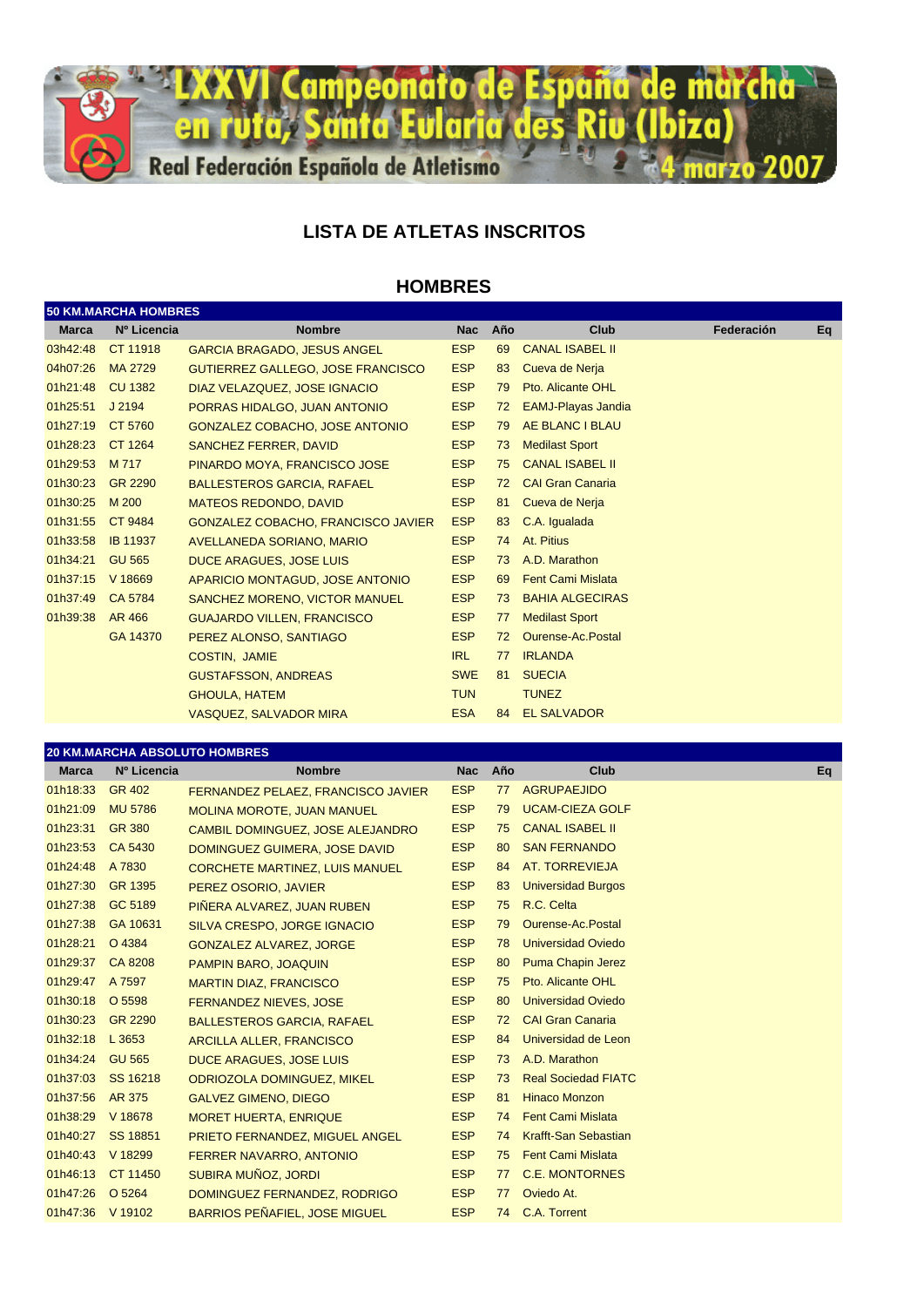# LXXVI Campeonato de España de marcha en ruta, Santa Eularia des Riu (Ibiza)

Real Federación Española de Atletismo

4 marzo 2007

## LISTA DE ATLETAS INSCRITOS

## HOMBRES

| 50 KM.MARCHA HOMBRES | | | | | | | |
|---|---|---|---|---|---|---|---|
| Marca | Nº Licencia | Nombre | Nac | Año | Club | Federación | Eq |
| 03h42:48 | CT 11918 | GARCIA BRAGADO, JESUS ANGEL | ESP | 69 | CANAL ISABEL II | | |
| 04h07:26 | MA 2729 | GUTIERREZ GALLEGO, JOSE FRANCISCO | ESP | 83 | Cueva de Nerja | | |
| 01h21:48 | CU 1382 | DIAZ VELAZQUEZ, JOSE IGNACIO | ESP | 79 | Pto. Alicante OHL | | |
| 01h25:51 | J 2194 | PORRAS HIDALGO, JUAN ANTONIO | ESP | 72 | EAMJ-Playas Jandia | | |
| 01h27:19 | CT 5760 | GONZALEZ COBACHO, JOSE ANTONIO | ESP | 79 | AE BLANC I BLAU | | |
| 01h28:23 | CT 1264 | SANCHEZ FERRER, DAVID | ESP | 73 | Medilast Sport | | |
| 01h29:53 | M 717 | PINARDO MOYA, FRANCISCO JOSE | ESP | 75 | CANAL ISABEL II | | |
| 01h30:23 | GR 2290 | BALLESTEROS GARCIA, RAFAEL | ESP | 72 | CAI Gran Canaria | | |
| 01h30:25 | M 200 | MATEOS REDONDO, DAVID | ESP | 81 | Cueva de Nerja | | |
| 01h31:55 | CT 9484 | GONZALEZ COBACHO, FRANCISCO JAVIER | ESP | 83 | C.A. Igualada | | |
| 01h33:58 | IB 11937 | AVELLANEDA SORIANO, MARIO | ESP | 74 | At. Pitius | | |
| 01h34:21 | GU 565 | DUCE ARAGUES, JOSE LUIS | ESP | 73 | A.D. Marathon | | |
| 01h37:15 | V 18669 | APARICIO MONTAGUD, JOSE ANTONIO | ESP | 69 | Fent Cami Mislata | | |
| 01h37:49 | CA 5784 | SANCHEZ MORENO, VICTOR MANUEL | ESP | 73 | BAHIA ALGECIRAS | | |
| 01h39:38 | AR 466 | GUAJARDO VILLEN, FRANCISCO | ESP | 77 | Medilast Sport | | |
| | GA 14370 | PEREZ ALONSO, SANTIAGO | ESP | 72 | Ourense-Ac.Postal | | |
| | | COSTIN, JAMIE | IRL | 77 | IRLANDA | | |
| | | GUSTAFSSON, ANDREAS | SWE | 81 | SUECIA | | |
| | | GHOULA, HATEM | TUN | | TUNEZ | | |
| | | VASQUEZ, SALVADOR MIRA | ESA | 84 | EL SALVADOR | | |

| 20 KM.MARCHA ABSOLUTO HOMBRES | | | | | | |
|---|---|---|---|---|---|---|
| Marca | Nº Licencia | Nombre | Nac | Año | Club | Eq |
| 01h18:33 | GR 402 | FERNANDEZ PELAEZ, FRANCISCO JAVIER | ESP | 77 | AGRUPAEJIDO | |
| 01h21:09 | MU 5786 | MOLINA MOROTE, JUAN MANUEL | ESP | 79 | UCAM-CIEZA GOLF | |
| 01h23:31 | GR 380 | CAMBIL DOMINGUEZ, JOSE ALEJANDRO | ESP | 75 | CANAL ISABEL II | |
| 01h23:53 | CA 5430 | DOMINGUEZ GUIMERA, JOSE DAVID | ESP | 80 | SAN FERNANDO | |
| 01h24:48 | A 7830 | CORCHETE MARTINEZ, LUIS MANUEL | ESP | 84 | AT. TORREVIEJA | |
| 01h27:30 | GR 1395 | PEREZ OSORIO, JAVIER | ESP | 83 | Universidad Burgos | |
| 01h27:38 | GC 5189 | PIÑERA ALVAREZ, JUAN RUBEN | ESP | 75 | R.C. Celta | |
| 01h27:38 | GA 10631 | SILVA CRESPO, JORGE IGNACIO | ESP | 79 | Ourense-Ac.Postal | |
| 01h28:21 | O 4384 | GONZALEZ ALVAREZ, JORGE | ESP | 78 | Universidad Oviedo | |
| 01h29:37 | CA 8208 | PAMPIN BARO, JOAQUIN | ESP | 80 | Puma Chapin Jerez | |
| 01h29:47 | A 7597 | MARTIN DIAZ, FRANCISCO | ESP | 75 | Pto. Alicante OHL | |
| 01h30:18 | O 5598 | FERNANDEZ NIEVES, JOSE | ESP | 80 | Universidad Oviedo | |
| 01h30:23 | GR 2290 | BALLESTEROS GARCIA, RAFAEL | ESP | 72 | CAI Gran Canaria | |
| 01h32:18 | L 3653 | ARCILLA ALLER, FRANCISCO | ESP | 84 | Universidad de Leon | |
| 01h34:24 | GU 565 | DUCE ARAGUES, JOSE LUIS | ESP | 73 | A.D. Marathon | |
| 01h37:03 | SS 16218 | ODRIOZOLA DOMINGUEZ, MIKEL | ESP | 73 | Real Sociedad FIATC | |
| 01h37:56 | AR 375 | GALVEZ GIMENO, DIEGO | ESP | 81 | Hinaco Monzon | |
| 01h38:29 | V 18678 | MORET HUERTA, ENRIQUE | ESP | 74 | Fent Cami Mislata | |
| 01h40:27 | SS 18851 | PRIETO FERNANDEZ, MIGUEL ANGEL | ESP | 74 | Krafft-San Sebastian | |
| 01h40:43 | V 18299 | FERRER NAVARRO, ANTONIO | ESP | 75 | Fent Cami Mislata | |
| 01h46:13 | CT 11450 | SUBIRA MUÑOZ, JORDI | ESP | 77 | C.E. MONTORNES | |
| 01h47:26 | O 5264 | DOMINGUEZ FERNANDEZ, RODRIGO | ESP | 77 | Oviedo At. | |
| 01h47:36 | V 19102 | BARRIOS PEÑAFIEL, JOSE MIGUEL | ESP | 74 | C.A. Torrent | |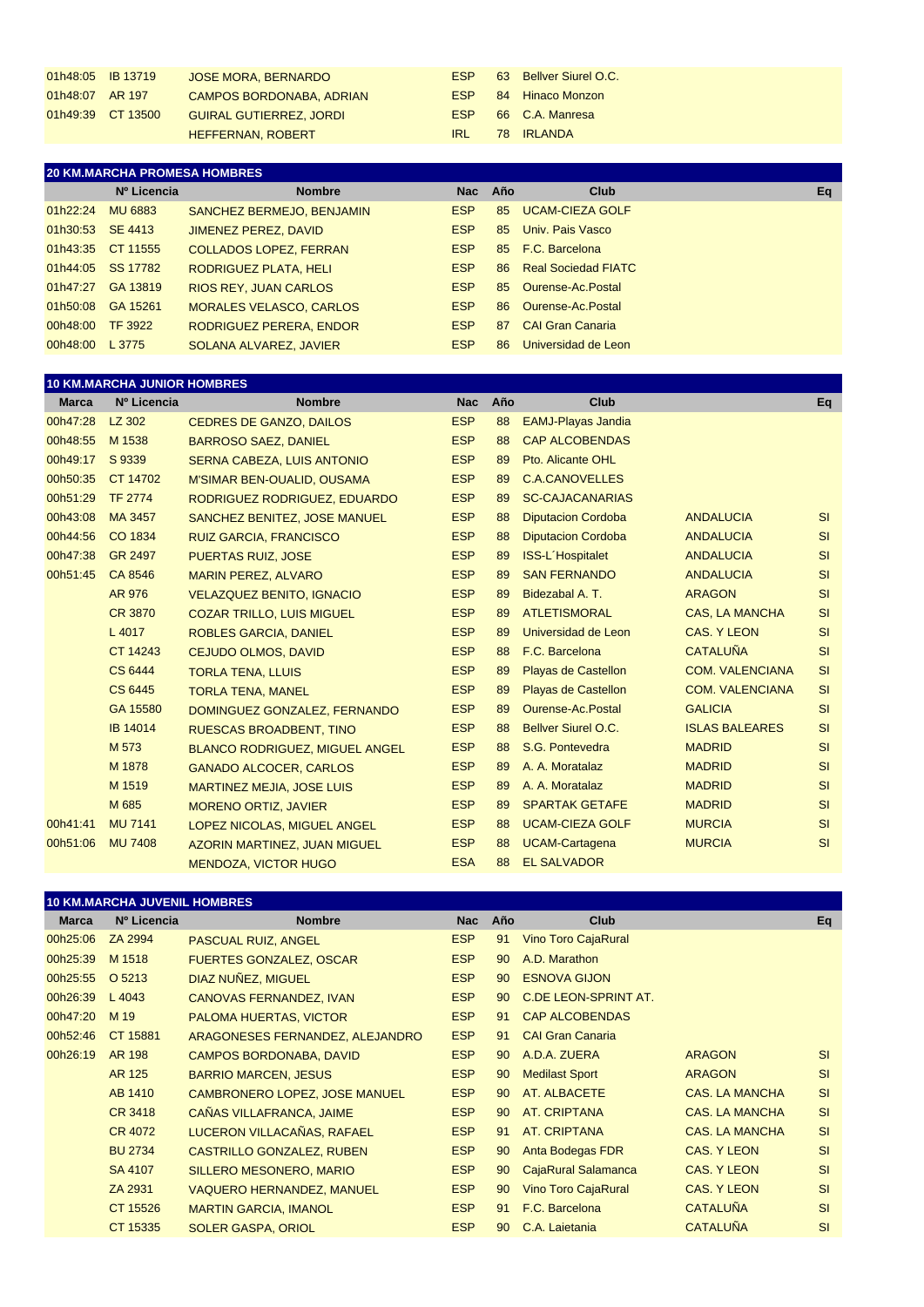| | | | | | | | |
|---|---|---|---|---|---|---|---|
| 01h48:05 | IB 13719 | JOSE MORA, BERNARDO | ESP | 63 | Bellver Siurel O.C. | | |
| 01h48:07 | AR 197 | CAMPOS BORDONABA, ADRIAN | ESP | 84 | Hinaco Monzon | | |
| 01h49:39 | CT 13500 | GUIRAL GUTIERREZ, JORDI | ESP | 66 | C.A. Manresa | | |
| | | HEFFERNAN, ROBERT | IRL | 78 | IRLANDA | | |

## 20 KM.MARCHA PROMESA HOMBRES

| | Nº Licencia | Nombre | Nac | Año | Club | | Eq |
|---|---|---|---|---|---|---|---|
| 01h22:24 | MU 6883 | SANCHEZ BERMEJO, BENJAMIN | ESP | 85 | UCAM-CIEZA GOLF | | |
| 01h30:53 | SE 4413 | JIMENEZ PEREZ, DAVID | ESP | 85 | Univ. Pais Vasco | | |
| 01h43:35 | CT 11555 | COLLADOS LOPEZ, FERRAN | ESP | 85 | F.C. Barcelona | | |
| 01h44:05 | SS 17782 | RODRIGUEZ PLATA, HELI | ESP | 86 | Real Sociedad FIATC | | |
| 01h47:27 | GA 13819 | RIOS REY, JUAN CARLOS | ESP | 85 | Ourense-Ac.Postal | | |
| 01h50:08 | GA 15261 | MORALES VELASCO, CARLOS | ESP | 86 | Ourense-Ac.Postal | | |
| 00h48:00 | TF 3922 | RODRIGUEZ PERERA, ENDOR | ESP | 87 | CAI Gran Canaria | | |
| 00h48:00 | L 3775 | SOLANA ALVAREZ, JAVIER | ESP | 86 | Universidad de Leon | | |

## 10 KM.MARCHA JUNIOR HOMBRES

| Marca | Nº Licencia | Nombre | Nac | Año | Club | | Eq |
|---|---|---|---|---|---|---|---|
| 00h47:28 | LZ 302 | CEDRES DE GANZO, DAILOS | ESP | 88 | EAMJ-Playas Jandia | | |
| 00h48:55 | M 1538 | BARROSO SAEZ, DANIEL | ESP | 88 | CAP ALCOBENDAS | | |
| 00h49:17 | S 9339 | SERNA CABEZA, LUIS ANTONIO | ESP | 89 | Pto. Alicante OHL | | |
| 00h50:35 | CT 14702 | M'SIMAR BEN-OUALID, OUSAMA | ESP | 89 | C.A.CANOVELLES | | |
| 00h51:29 | TF 2774 | RODRIGUEZ RODRIGUEZ, EDUARDO | ESP | 89 | SC-CAJACANARIAS | | |
| 00h43:08 | MA 3457 | SANCHEZ BENITEZ, JOSE MANUEL | ESP | 88 | Diputacion Cordoba | ANDALUCIA | SI |
| 00h44:56 | CO 1834 | RUIZ GARCIA, FRANCISCO | ESP | 88 | Diputacion Cordoba | ANDALUCIA | SI |
| 00h47:38 | GR 2497 | PUERTAS RUIZ, JOSE | ESP | 89 | ISS-L´Hospitalet | ANDALUCIA | SI |
| 00h51:45 | CA 8546 | MARIN PEREZ, ALVARO | ESP | 89 | SAN FERNANDO | ANDALUCIA | SI |
| | AR 976 | VELAZQUEZ BENITO, IGNACIO | ESP | 89 | Bidezabal A. T. | ARAGON | SI |
| | CR 3870 | COZAR TRILLO, LUIS MIGUEL | ESP | 89 | ATLETISMORAL | CAS, LA MANCHA | SI |
| | L 4017 | ROBLES GARCIA, DANIEL | ESP | 89 | Universidad de Leon | CAS. Y LEON | SI |
| | CT 14243 | CEJUDO OLMOS, DAVID | ESP | 88 | F.C. Barcelona | CATALUÑA | SI |
| | CS 6444 | TORLA TENA, LLUIS | ESP | 89 | Playas de Castellon | COM. VALENCIANA | SI |
| | CS 6445 | TORLA TENA, MANEL | ESP | 89 | Playas de Castellon | COM. VALENCIANA | SI |
| | GA 15580 | DOMINGUEZ GONZALEZ, FERNANDO | ESP | 89 | Ourense-Ac.Postal | GALICIA | SI |
| | IB 14014 | RUESCAS BROADBENT, TINO | ESP | 88 | Bellver Siurel O.C. | ISLAS BALEARES | SI |
| | M 573 | BLANCO RODRIGUEZ, MIGUEL ANGEL | ESP | 88 | S.G. Pontevedra | MADRID | SI |
| | M 1878 | GANADO ALCOCER, CARLOS | ESP | 89 | A. A. Moratalaz | MADRID | SI |
| | M 1519 | MARTINEZ MEJIA, JOSE LUIS | ESP | 89 | A. A. Moratalaz | MADRID | SI |
| | M 685 | MORENO ORTIZ, JAVIER | ESP | 89 | SPARTAK GETAFE | MADRID | SI |
| 00h41:41 | MU 7141 | LOPEZ NICOLAS, MIGUEL ANGEL | ESP | 88 | UCAM-CIEZA GOLF | MURCIA | SI |
| 00h51:06 | MU 7408 | AZORIN MARTINEZ, JUAN MIGUEL | ESP | 88 | UCAM-Cartagena | MURCIA | SI |
| | | MENDOZA, VICTOR HUGO | ESA | 88 | EL SALVADOR | | |

## 10 KM.MARCHA JUVENIL HOMBRES

| Marca | Nº Licencia | Nombre | Nac | Año | Club | | Eq |
|---|---|---|---|---|---|---|---|
| 00h25:06 | ZA 2994 | PASCUAL RUIZ, ANGEL | ESP | 91 | Vino Toro CajaRural | | |
| 00h25:39 | M 1518 | FUERTES GONZALEZ, OSCAR | ESP | 90 | A.D. Marathon | | |
| 00h25:55 | O 5213 | DIAZ NUÑEZ, MIGUEL | ESP | 90 | ESNOVA GIJON | | |
| 00h26:39 | L 4043 | CANOVAS FERNANDEZ, IVAN | ESP | 90 | C.DE LEON-SPRINT AT. | | |
| 00h47:20 | M 19 | PALOMA HUERTAS, VICTOR | ESP | 91 | CAP ALCOBENDAS | | |
| 00h52:46 | CT 15881 | ARAGONESES FERNANDEZ, ALEJANDRO | ESP | 91 | CAI Gran Canaria | | |
| 00h26:19 | AR 198 | CAMPOS BORDONABA, DAVID | ESP | 90 | A.D.A. ZUERA | ARAGON | SI |
| | AR 125 | BARRIO MARCEN, JESUS | ESP | 90 | Medilast Sport | ARAGON | SI |
| | AB 1410 | CAMBRONERO LOPEZ, JOSE MANUEL | ESP | 90 | AT. ALBACETE | CAS. LA MANCHA | SI |
| | CR 3418 | CAÑAS VILLAFRANCA, JAIME | ESP | 90 | AT. CRIPTANA | CAS. LA MANCHA | SI |
| | CR 4072 | LUCERON VILLACAÑAS, RAFAEL | ESP | 91 | AT. CRIPTANA | CAS. LA MANCHA | SI |
| | BU 2734 | CASTRILLO GONZALEZ, RUBEN | ESP | 90 | Anta Bodegas FDR | CAS. Y LEON | SI |
| | SA 4107 | SILLERO MESONERO, MARIO | ESP | 90 | CajaRural Salamanca | CAS. Y LEON | SI |
| | ZA 2931 | VAQUERO HERNANDEZ, MANUEL | ESP | 90 | Vino Toro CajaRural | CAS. Y LEON | SI |
| | CT 15526 | MARTIN GARCIA, IMANOL | ESP | 91 | F.C. Barcelona | CATALUÑA | SI |
| | CT 15335 | SOLER GASPA, ORIOL | ESP | 90 | C.A. Laietania | CATALUÑA | SI |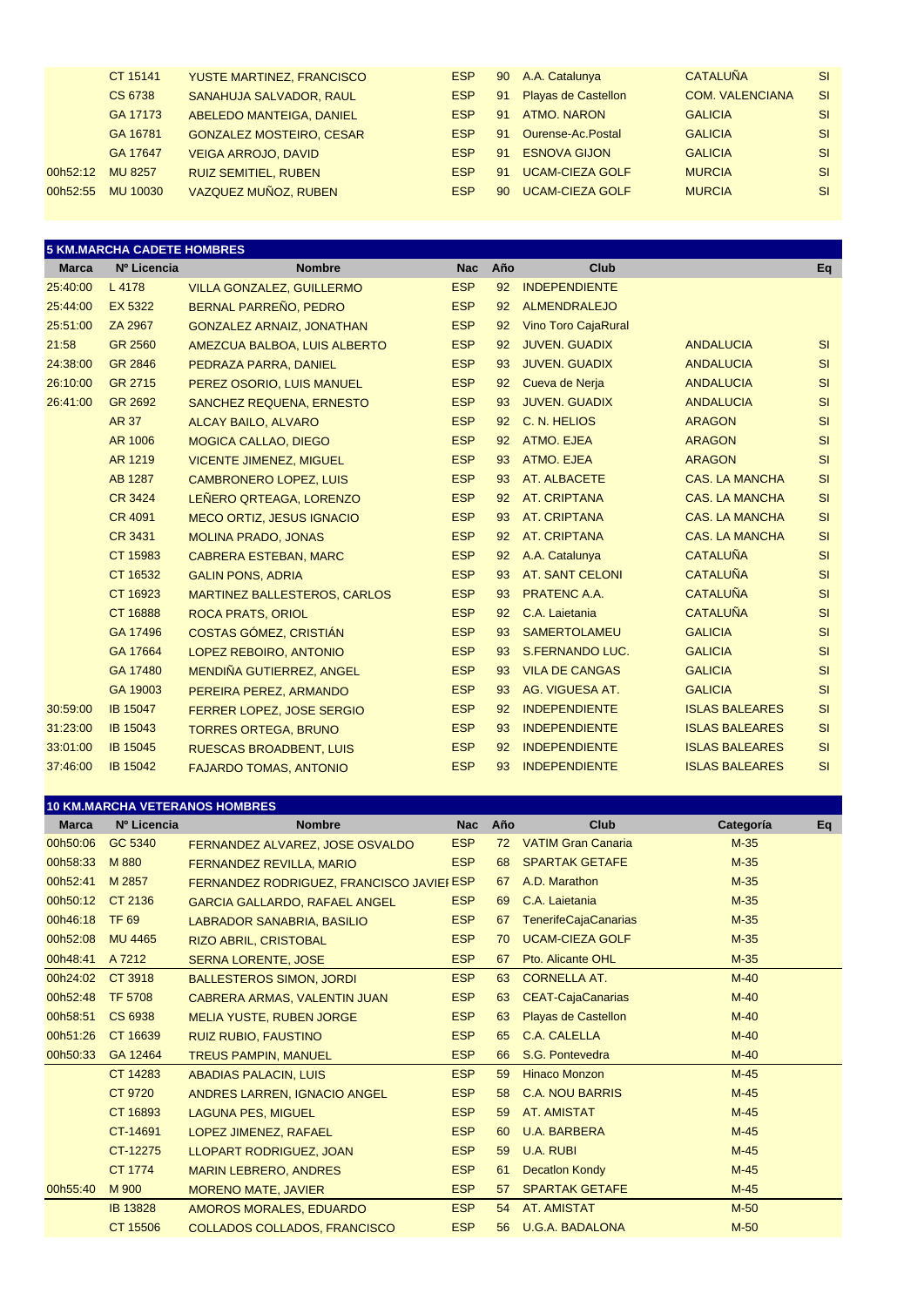| Marca | Nº Licencia | Nombre | Nac | Año | Club | | Eq |
|---|---|---|---|---|---|---|---|
| | CT 15141 | YUSTE MARTINEZ, FRANCISCO | ESP | 90 | A.A. Catalunya | CATALUÑA | SI |
| | CS 6738 | SANAHUJA SALVADOR, RAUL | ESP | 91 | Playas de Castellon | COM. VALENCIANA | SI |
| | GA 17173 | ABELEDO MANTEIGA, DANIEL | ESP | 91 | ATMO. NARON | GALICIA | SI |
| | GA 16781 | GONZALEZ MOSTEIRO, CESAR | ESP | 91 | Ourense-Ac.Postal | GALICIA | SI |
| | GA 17647 | VEIGA ARROJO, DAVID | ESP | 91 | ESNOVA GIJON | GALICIA | SI |
| 00h52:12 | MU 8257 | RUIZ SEMITIEL, RUBEN | ESP | 91 | UCAM-CIEZA GOLF | MURCIA | SI |
| 00h52:55 | MU 10030 | VAZQUEZ MUÑOZ, RUBEN | ESP | 90 | UCAM-CIEZA GOLF | MURCIA | SI |

## 5 KM.MARCHA CADETE HOMBRES

| Marca | Nº Licencia | Nombre | Nac | Año | Club | | Eq |
|---|---|---|---|---|---|---|---|
| 25:40:00 | L 4178 | VILLA GONZALEZ, GUILLERMO | ESP | 92 | INDEPENDIENTE | | |
| 25:44:00 | EX 5322 | BERNAL PARREÑO, PEDRO | ESP | 92 | ALMENDRALEJO | | |
| 25:51:00 | ZA 2967 | GONZALEZ ARNAIZ, JONATHAN | ESP | 92 | Vino Toro CajaRural | | |
| 21:58 | GR 2560 | AMEZCUA BALBOA, LUIS ALBERTO | ESP | 92 | JUVEN. GUADIX | ANDALUCIA | SI |
| 24:38:00 | GR 2846 | PEDRAZA PARRA, DANIEL | ESP | 93 | JUVEN. GUADIX | ANDALUCIA | SI |
| 26:10:00 | GR 2715 | PEREZ OSORIO, LUIS MANUEL | ESP | 92 | Cueva de Nerja | ANDALUCIA | SI |
| 26:41:00 | GR 2692 | SANCHEZ REQUENA, ERNESTO | ESP | 93 | JUVEN. GUADIX | ANDALUCIA | SI |
| | AR 37 | ALCAY BAILO, ALVARO | ESP | 92 | C. N. HELIOS | ARAGON | SI |
| | AR 1006 | MOGICA CALLAO, DIEGO | ESP | 92 | ATMO. EJEA | ARAGON | SI |
| | AR 1219 | VICENTE JIMENEZ, MIGUEL | ESP | 93 | ATMO. EJEA | ARAGON | SI |
| | AB 1287 | CAMBRONERO LOPEZ, LUIS | ESP | 93 | AT. ALBACETE | CAS. LA MANCHA | SI |
| | CR 3424 | LEÑERO QRTEAGA, LORENZO | ESP | 92 | AT. CRIPTANA | CAS. LA MANCHA | SI |
| | CR 4091 | MECO ORTIZ, JESUS IGNACIO | ESP | 93 | AT. CRIPTANA | CAS. LA MANCHA | SI |
| | CR 3431 | MOLINA PRADO, JONAS | ESP | 92 | AT. CRIPTANA | CAS. LA MANCHA | SI |
| | CT 15983 | CABRERA ESTEBAN, MARC | ESP | 92 | A.A. Catalunya | CATALUÑA | SI |
| | CT 16532 | GALIN PONS, ADRIA | ESP | 93 | AT. SANT CELONI | CATALUÑA | SI |
| | CT 16923 | MARTINEZ BALLESTEROS, CARLOS | ESP | 93 | PRATENC A.A. | CATALUÑA | SI |
| | CT 16888 | ROCA PRATS, ORIOL | ESP | 92 | C.A. Laietania | CATALUÑA | SI |
| | GA 17496 | COSTAS GÓMEZ, CRISTIÁN | ESP | 93 | SAMERTOLAMEU | GALICIA | SI |
| | GA 17664 | LOPEZ REBOIRO, ANTONIO | ESP | 93 | S.FERNANDO LUC. | GALICIA | SI |
| | GA 17480 | MENDIÑA GUTIERREZ, ANGEL | ESP | 93 | VILA DE CANGAS | GALICIA | SI |
| | GA 19003 | PEREIRA PEREZ, ARMANDO | ESP | 93 | AG. VIGUESA AT. | GALICIA | SI |
| 30:59:00 | IB 15047 | FERRER LOPEZ, JOSE SERGIO | ESP | 92 | INDEPENDIENTE | ISLAS BALEARES | SI |
| 31:23:00 | IB 15043 | TORRES ORTEGA, BRUNO | ESP | 93 | INDEPENDIENTE | ISLAS BALEARES | SI |
| 33:01:00 | IB 15045 | RUESCAS BROADBENT, LUIS | ESP | 92 | INDEPENDIENTE | ISLAS BALEARES | SI |
| 37:46:00 | IB 15042 | FAJARDO TOMAS, ANTONIO | ESP | 93 | INDEPENDIENTE | ISLAS BALEARES | SI |

## 10 KM.MARCHA VETERANOS HOMBRES

| Marca | Nº Licencia | Nombre | Nac | Año | Club | Categoría | Eq |
|---|---|---|---|---|---|---|---|
| 00h50:06 | GC 5340 | FERNANDEZ ALVAREZ, JOSE OSVALDO | ESP | 72 | VATIM Gran Canaria | M-35 | |
| 00h58:33 | M 880 | FERNANDEZ REVILLA, MARIO | ESP | 68 | SPARTAK GETAFE | M-35 | |
| 00h52:41 | M 2857 | FERNANDEZ RODRIGUEZ, FRANCISCO JAVIEI | ESP | 67 | A.D. Marathon | M-35 | |
| 00h50:12 | CT 2136 | GARCIA GALLARDO, RAFAEL ANGEL | ESP | 69 | C.A. Laietania | M-35 | |
| 00h46:18 | TF 69 | LABRADOR SANABRIA, BASILIO | ESP | 67 | TenerifeCajaCanarias | M-35 | |
| 00h52:08 | MU 4465 | RIZO ABRIL, CRISTOBAL | ESP | 70 | UCAM-CIEZA GOLF | M-35 | |
| 00h48:41 | A 7212 | SERNA LORENTE, JOSE | ESP | 67 | Pto. Alicante OHL | M-35 | |
| 00h24:02 | CT 3918 | BALLESTEROS SIMON, JORDI | ESP | 63 | CORNELLA AT. | M-40 | |
| 00h52:48 | TF 5708 | CABRERA ARMAS, VALENTIN JUAN | ESP | 63 | CEAT-CajaCanarias | M-40 | |
| 00h58:51 | CS 6938 | MELIA YUSTE, RUBEN JORGE | ESP | 63 | Playas de Castellon | M-40 | |
| 00h51:26 | CT 16639 | RUIZ RUBIO, FAUSTINO | ESP | 65 | C.A. CALELLA | M-40 | |
| 00h50:33 | GA 12464 | TREUS PAMPIN, MANUEL | ESP | 66 | S.G. Pontevedra | M-40 | |
| | CT 14283 | ABADIAS PALACIN, LUIS | ESP | 59 | Hinaco Monzon | M-45 | |
| | CT 9720 | ANDRES LARREN, IGNACIO ANGEL | ESP | 58 | C.A. NOU BARRIS | M-45 | |
| | CT 16893 | LAGUNA PES, MIGUEL | ESP | 59 | AT. AMISTAT | M-45 | |
| | CT-14691 | LOPEZ JIMENEZ, RAFAEL | ESP | 60 | U.A. BARBERA | M-45 | |
| | CT-12275 | LLOPART RODRIGUEZ, JOAN | ESP | 59 | U.A. RUBI | M-45 | |
| | CT 1774 | MARIN LEBRERO, ANDRES | ESP | 61 | Decatlon Kondy | M-45 | |
| 00h55:40 | M 900 | MORENO MATE, JAVIER | ESP | 57 | SPARTAK GETAFE | M-45 | |
| | IB 13828 | AMOROS MORALES, EDUARDO | ESP | 54 | AT. AMISTAT | M-50 | |
| | CT 15506 | COLLADOS COLLADOS, FRANCISCO | ESP | 56 | U.G.A. BADALONA | M-50 | |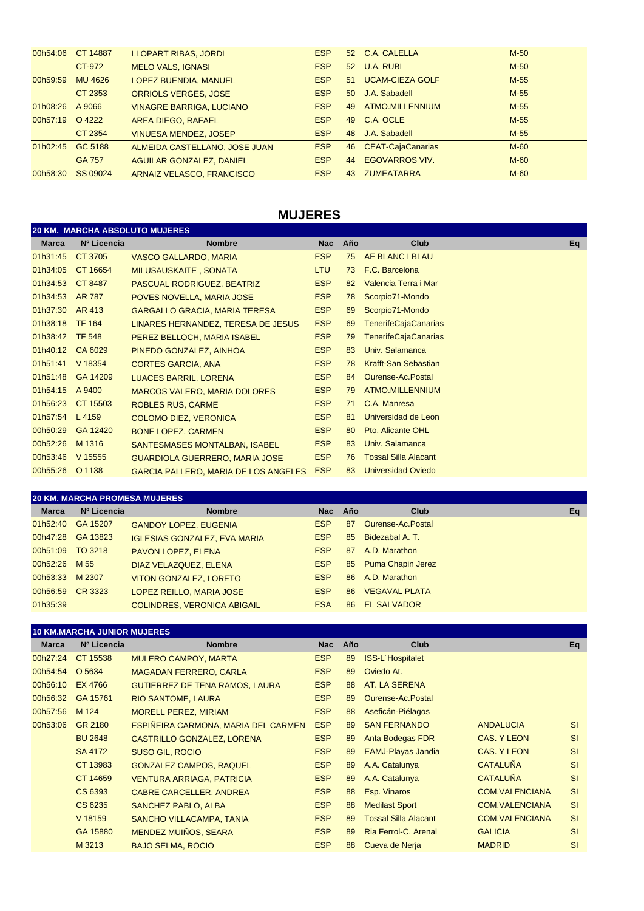| | | | | | | | |
|---|---|---|---|---|---|---|---|
| 00h54:06 | CT 14887 | LLOPART RIBAS, JORDI | ESP | 52 | C.A. CALELLA | M-50 | |
| | CT-972 | MELO VALS, IGNASI | ESP | 52 | U.A. RUBI | M-50 | |
| 00h59:59 | MU 4626 | LOPEZ BUENDIA, MANUEL | ESP | 51 | UCAM-CIEZA GOLF | M-55 | |
| | CT 2353 | ORRIOLS VERGES, JOSE | ESP | 50 | J.A. Sabadell | M-55 | |
| 01h08:26 | A 9066 | VINAGRE BARRIGA, LUCIANO | ESP | 49 | ATMO.MILLENNIUM | M-55 | |
| 00h57:19 | O 4222 | AREA DIEGO, RAFAEL | ESP | 49 | C.A. OCLE | M-55 | |
| | CT 2354 | VINUESA MENDEZ, JOSEP | ESP | 48 | J.A. Sabadell | M-55 | |
| 01h02:45 | GC 5188 | ALMEIDA CASTELLANO, JOSE JUAN | ESP | 46 | CEAT-CajaCanarias | M-60 | |
| | GA 757 | AGUILAR GONZALEZ, DANIEL | ESP | 44 | EGOVARROS VIV. | M-60 | |
| 00h58:30 | SS 09024 | ARNAIZ VELASCO, FRANCISCO | ESP | 43 | ZUMEATARRA | M-60 | |

# MUJERES

## 20 KM. MARCHA ABSOLUTO MUJERES

| Marca | Nº Licencia | Nombre | Nac | Año | Club | Eq |
|---|---|---|---|---|---|---|
| 01h31:45 | CT 3705 | VASCO GALLARDO, MARIA | ESP | 75 | AE BLANC I BLAU | |
| 01h34:05 | CT 16654 | MILUSAUSKAITE , SONATA | LTU | 73 | F.C. Barcelona | |
| 01h34:53 | CT 8487 | PASCUAL RODRIGUEZ, BEATRIZ | ESP | 82 | Valencia Terra i Mar | |
| 01h34:53 | AR 787 | POVES NOVELLA, MARIA JOSE | ESP | 78 | Scorpio71-Mondo | |
| 01h37:30 | AR 413 | GARGALLO GRACIA, MARIA TERESA | ESP | 69 | Scorpio71-Mondo | |
| 01h38:18 | TF 164 | LINARES HERNANDEZ, TERESA DE JESUS | ESP | 69 | TenerifeCajaCanarias | |
| 01h38:42 | TF 548 | PEREZ BELLOCH, MARIA ISABEL | ESP | 79 | TenerifeCajaCanarias | |
| 01h40:12 | CA 6029 | PINEDO GONZALEZ, AINHOA | ESP | 83 | Univ. Salamanca | |
| 01h51:41 | V 18354 | CORTES GARCIA, ANA | ESP | 78 | Krafft-San Sebastian | |
| 01h51:48 | GA 14209 | LUACES BARRIL, LORENA | ESP | 84 | Ourense-Ac.Postal | |
| 01h54:15 | A 9400 | MARCOS VALERO, MARIA DOLORES | ESP | 79 | ATMO.MILLENNIUM | |
| 01h56:23 | CT 15503 | ROBLES RUS, CARME | ESP | 71 | C.A. Manresa | |
| 01h57:54 | L 4159 | COLOMO DIEZ, VERONICA | ESP | 81 | Universidad de Leon | |
| 00h50:29 | GA 12420 | BONE LOPEZ, CARMEN | ESP | 80 | Pto. Alicante OHL | |
| 00h52:26 | M 1316 | SANTESMASES MONTALBAN, ISABEL | ESP | 83 | Univ. Salamanca | |
| 00h53:46 | V 15555 | GUARDIOLA GUERRERO, MARIA JOSE | ESP | 76 | Tossal Silla Alacant | |
| 00h55:26 | O 1138 | GARCIA PALLERO, MARIA DE LOS ANGELES | ESP | 83 | Universidad Oviedo | |

## 20 KM. MARCHA PROMESA MUJERES

| Marca | Nº Licencia | Nombre | Nac | Año | Club | Eq |
|---|---|---|---|---|---|---|
| 01h52:40 | GA 15207 | GANDOY LOPEZ, EUGENIA | ESP | 87 | Ourense-Ac.Postal | |
| 00h47:28 | GA 13823 | IGLESIAS GONZALEZ, EVA MARIA | ESP | 85 | Bidezabal A. T. | |
| 00h51:09 | TO 3218 | PAVON LOPEZ, ELENA | ESP | 87 | A.D. Marathon | |
| 00h52:26 | M 55 | DIAZ VELAZQUEZ, ELENA | ESP | 85 | Puma Chapin Jerez | |
| 00h53:33 | M 2307 | VITON GONZALEZ, LORETO | ESP | 86 | A.D. Marathon | |
| 00h56:59 | CR 3323 | LOPEZ REILLO, MARIA JOSE | ESP | 86 | VEGAVAL PLATA | |
| 01h35:39 | | COLINDRES, VERONICA ABIGAIL | ESA | 86 | EL SALVADOR | |

## 10 KM.MARCHA JUNIOR MUJERES

| Marca | Nº Licencia | Nombre | Nac | Año | Club | | Eq |
|---|---|---|---|---|---|---|---|
| 00h27:24 | CT 15538 | MULERO CAMPOY, MARTA | ESP | 89 | ISS-L´Hospitalet | | |
| 00h54:54 | O 5634 | MAGADAN FERRERO, CARLA | ESP | 89 | Oviedo At. | | |
| 00h56:10 | EX 4766 | GUTIERREZ DE TENA RAMOS, LAURA | ESP | 88 | AT. LA SERENA | | |
| 00h56:32 | GA 15761 | RIO SANTOME, LAURA | ESP | 89 | Ourense-Ac.Postal | | |
| 00h57:56 | M 124 | MORELL PEREZ, MIRIAM | ESP | 88 | Aseficán-Piélagos | | |
| 00h53:06 | GR 2180 | ESPIÑEIRA CARMONA, MARIA DEL CARMEN | ESP | 89 | SAN FERNANDO | ANDALUCIA | SI |
| | BU 2648 | CASTRILLO GONZALEZ, LORENA | ESP | 89 | Anta Bodegas FDR | CAS. Y LEON | SI |
| | SA 4172 | SUSO GIL, ROCIO | ESP | 89 | EAMJ-Playas Jandia | CAS. Y LEON | SI |
| | CT 13983 | GONZALEZ CAMPOS, RAQUEL | ESP | 89 | A.A. Catalunya | CATALUÑA | SI |
| | CT 14659 | VENTURA ARRIAGA, PATRICIA | ESP | 89 | A.A. Catalunya | CATALUÑA | SI |
| | CS 6393 | CABRE CARCELLER, ANDREA | ESP | 88 | Esp. Vinaros | COM.VALENCIANA | SI |
| | CS 6235 | SANCHEZ PABLO, ALBA | ESP | 88 | Medilast Sport | COM.VALENCIANA | SI |
| | V 18159 | SANCHO VILLACAMPA, TANIA | ESP | 89 | Tossal Silla Alacant | COM.VALENCIANA | SI |
| | GA 15880 | MENDEZ MUIÑOS, SEARA | ESP | 89 | Ria Ferrol-C. Arenal | GALICIA | SI |
| | M 3213 | BAJO SELMA, ROCIO | ESP | 88 | Cueva de Nerja | MADRID | SI |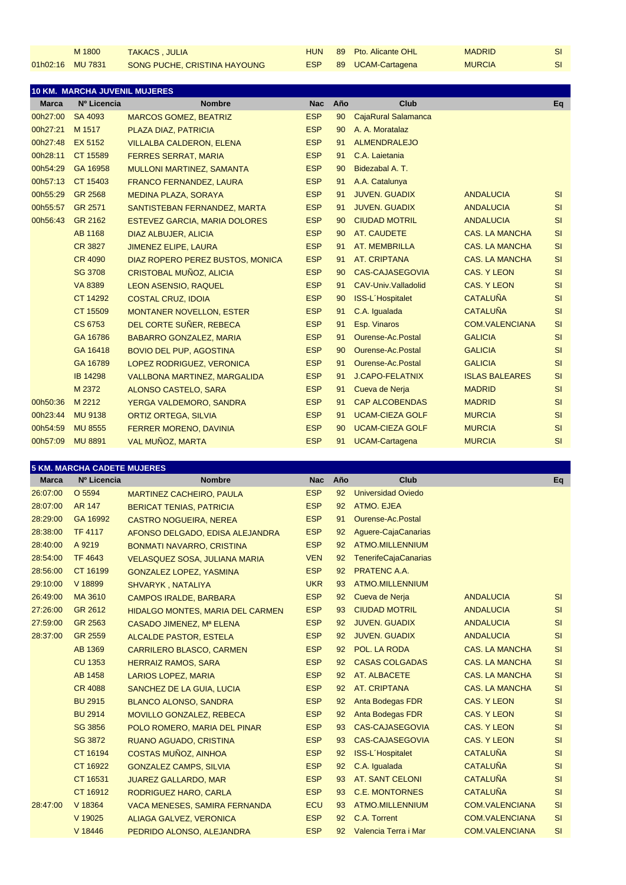| | | | | | | | |
|---|---|---|---|---|---|---|---|
| | M 1800 | TAKACS , JULIA | HUN | 89 | Pto. Alicante OHL | MADRID | SI |
| 01h02:16 | MU 7831 | SONG PUCHE, CRISTINA HAYOUNG | ESP | 89 | UCAM-Cartagena | MURCIA | SI |

## 10 KM. MARCHA JUVENIL MUJERES

| Marca | Nº Licencia | Nombre | Nac | Año | Club | | Eq |
|---|---|---|---|---|---|---|---|
| 00h27:00 | SA 4093 | MARCOS GOMEZ, BEATRIZ | ESP | 90 | CajaRural Salamanca | | |
| 00h27:21 | M 1517 | PLAZA DIAZ, PATRICIA | ESP | 90 | A. A. Moratalaz | | |
| 00h27:48 | EX 5152 | VILLALBA CALDERON, ELENA | ESP | 91 | ALMENDRALEJO | | |
| 00h28:11 | CT 15589 | FERRES SERRAT, MARIA | ESP | 91 | C.A. Laietania | | |
| 00h54:29 | GA 16958 | MULLONI MARTINEZ, SAMANTA | ESP | 90 | Bidezabal A. T. | | |
| 00h57:13 | CT 15403 | FRANCO FERNANDEZ, LAURA | ESP | 91 | A.A. Catalunya | | |
| 00h55:29 | GR 2568 | MEDINA PLAZA, SORAYA | ESP | 91 | JUVEN. GUADIX | ANDALUCIA | SI |
| 00h55:57 | GR 2571 | SANTISTEBAN FERNANDEZ, MARTA | ESP | 91 | JUVEN. GUADIX | ANDALUCIA | SI |
| 00h56:43 | GR 2162 | ESTEVEZ GARCIA, MARIA DOLORES | ESP | 90 | CIUDAD MOTRIL | ANDALUCIA | SI |
| | AB 1168 | DIAZ ALBUJER, ALICIA | ESP | 90 | AT. CAUDETE | CAS. LA MANCHA | SI |
| | CR 3827 | JIMENEZ ELIPE, LAURA | ESP | 92 | AT. MEMBRILLA | CAS. LA MANCHA | SI |
| | CR 4090 | DIAZ ROPERO PEREZ BUSTOS, MONICA | ESP | 91 | AT. CRIPTANA | CAS. LA MANCHA | SI |
| | SG 3708 | CRISTOBAL MUÑOZ, ALICIA | ESP | 90 | CAS-CAJASEGOVIA | CAS. Y LEON | SI |
| | VA 8389 | LEON ASENSIO, RAQUEL | ESP | 91 | CAV-Univ.Valladolid | CAS. Y LEON | SI |
| | CT 14292 | COSTAL CRUZ, IDOIA | ESP | 90 | ISS-L´Hospitalet | CATALUÑA | SI |
| | CT 15509 | MONTANER NOVELLON, ESTER | ESP | 91 | C.A. Igualada | CATALUÑA | SI |
| | CS 6753 | DEL CORTE SUÑER, REBECA | ESP | 91 | Esp. Vinaros | COM.VALENCIANA | SI |
| | GA 16786 | BABARRO GONZALEZ, MARIA | ESP | 91 | Ourense-Ac.Postal | GALICIA | SI |
| | GA 16418 | BOVIO DEL PUP, AGOSTINA | ESP | 90 | Ourense-Ac.Postal | GALICIA | SI |
| | GA 16789 | LOPEZ RODRIGUEZ, VERONICA | ESP | 91 | Ourense-Ac.Postal | GALICIA | SI |
| | IB 14298 | VALLBONA MARTINEZ, MARGALIDA | ESP | 91 | J.CAPO-FELATNIX | ISLAS BALEARES | SI |
| | M 2372 | ALONSO CASTELO, SARA | ESP | 91 | Cueva de Nerja | MADRID | SI |
| 00h50:36 | M 2212 | YERGA VALDEMORO, SANDRA | ESP | 91 | CAP ALCOBENDAS | MADRID | SI |
| 00h23:44 | MU 9138 | ORTIZ ORTEGA, SILVIA | ESP | 91 | UCAM-CIEZA GOLF | MURCIA | SI |
| 00h54:59 | MU 8555 | FERRER MORENO, DAVINIA | ESP | 90 | UCAM-CIEZA GOLF | MURCIA | SI |
| 00h57:09 | MU 8891 | VAL MUÑOZ, MARTA | ESP | 91 | UCAM-Cartagena | MURCIA | SI |

## 5 KM. MARCHA CADETE MUJERES

| Marca | Nº Licencia | Nombre | Nac | Año | Club | | Eq |
|---|---|---|---|---|---|---|---|
| 26:07:00 | O 5594 | MARTINEZ CACHEIRO, PAULA | ESP | 92 | Universidad Oviedo | | |
| 28:07:00 | AR 147 | BERICAT TENIAS, PATRICIA | ESP | 92 | ATMO. EJEA | | |
| 28:29:00 | GA 16992 | CASTRO NOGUEIRA, NEREA | ESP | 91 | Ourense-Ac.Postal | | |
| 28:38:00 | TF 4117 | AFONSO DELGADO, EDISA ALEJANDRA | ESP | 92 | Aguere-CajaCanarias | | |
| 28:40:00 | A 9219 | BONMATI NAVARRO, CRISTINA | ESP | 92 | ATMO.MILLENNIUM | | |
| 28:54:00 | TF 4643 | VELASQUEZ SOSA, JULIANA MARIA | VEN | 92 | TenerifeCajaCanarias | | |
| 28:56:00 | CT 16199 | GONZALEZ LOPEZ, YASMINA | ESP | 92 | PRATENC A.A. | | |
| 29:10:00 | V 18899 | SHVARYK , NATALIYA | UKR | 93 | ATMO.MILLENNIUM | | |
| 26:49:00 | MA 3610 | CAMPOS IRALDE, BARBARA | ESP | 92 | Cueva de Nerja | ANDALUCIA | SI |
| 27:26:00 | GR 2612 | HIDALGO MONTES, MARIA DEL CARMEN | ESP | 93 | CIUDAD MOTRIL | ANDALUCIA | SI |
| 27:59:00 | GR 2563 | CASADO JIMENEZ, Mª ELENA | ESP | 92 | JUVEN. GUADIX | ANDALUCIA | SI |
| 28:37:00 | GR 2559 | ALCALDE PASTOR, ESTELA | ESP | 92 | JUVEN. GUADIX | ANDALUCIA | SI |
| | AB 1369 | CARRILERO BLASCO, CARMEN | ESP | 92 | POL. LA RODA | CAS. LA MANCHA | SI |
| | CU 1353 | HERRAIZ RAMOS, SARA | ESP | 92 | CASAS COLGADAS | CAS. LA MANCHA | SI |
| | AB 1458 | LARIOS LOPEZ, MARIA | ESP | 92 | AT. ALBACETE | CAS. LA MANCHA | SI |
| | CR 4088 | SANCHEZ DE LA GUIA, LUCIA | ESP | 92 | AT. CRIPTANA | CAS. LA MANCHA | SI |
| | BU 2915 | BLANCO ALONSO, SANDRA | ESP | 92 | Anta Bodegas FDR | CAS. Y LEON | SI |
| | BU 2914 | MOVILLO GONZALEZ, REBECA | ESP | 92 | Anta Bodegas FDR | CAS. Y LEON | SI |
| | SG 3856 | POLO ROMERO, MARIA DEL PINAR | ESP | 93 | CAS-CAJASEGOVIA | CAS. Y LEON | SI |
| | SG 3872 | RUANO AGUADO, CRISTINA | ESP | 93 | CAS-CAJASEGOVIA | CAS. Y LEON | SI |
| | CT 16194 | COSTAS MUÑOZ, AINHOA | ESP | 92 | ISS-L´Hospitalet | CATALUÑA | SI |
| | CT 16922 | GONZALEZ CAMPS, SILVIA | ESP | 92 | C.A. Igualada | CATALUÑA | SI |
| | CT 16531 | JUAREZ GALLARDO, MAR | ESP | 93 | AT. SANT CELONI | CATALUÑA | SI |
| | CT 16912 | RODRIGUEZ HARO, CARLA | ESP | 93 | C.E. MONTORNES | CATALUÑA | SI |
| 28:47:00 | V 18364 | VACA MENESES, SAMIRA FERNANDA | ECU | 93 | ATMO.MILLENNIUM | COM.VALENCIANA | SI |
| | V 19025 | ALIAGA GALVEZ, VERONICA | ESP | 92 | C.A. Torrent | COM.VALENCIANA | SI |
| | V 18446 | PEDRIDO ALONSO, ALEJANDRA | ESP | 92 | Valencia Terra i Mar | COM.VALENCIANA | SI |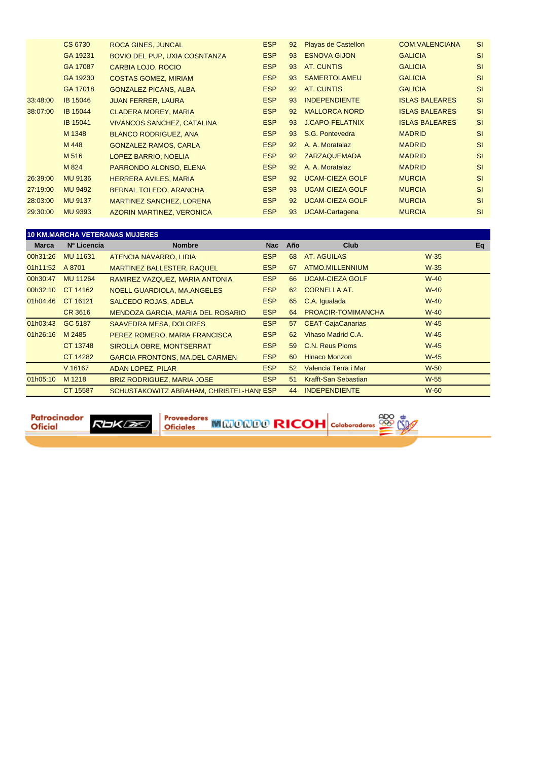| | | | | | | | |
|---|---|---|---|---|---|---|---|
| | CS 6730 | ROCA GINES, JUNCAL | ESP | 92 | Playas de Castellon | COM.VALENCIANA | SI |
| | GA 19231 | BOVIO DEL PUP, UXIA COSNTANZA | ESP | 93 | ESNOVA GIJON | GALICIA | SI |
| | GA 17087 | CARBIA LOJO, ROCIO | ESP | 93 | AT. CUNTIS | GALICIA | SI |
| | GA 19230 | COSTAS GOMEZ, MIRIAM | ESP | 93 | SAMERTOLAMEU | GALICIA | SI |
| | GA 17018 | GONZALEZ PICANS, ALBA | ESP | 92 | AT. CUNTIS | GALICIA | SI |
| 33:48:00 | IB 15046 | JUAN FERRER, LAURA | ESP | 93 | INDEPENDIENTE | ISLAS BALEARES | SI |
| 38:07:00 | IB 15044 | CLADERA MOREY, MARIA | ESP | 92 | MALLORCA NORD | ISLAS BALEARES | SI |
| | IB 15041 | VIVANCOS SANCHEZ, CATALINA | ESP | 93 | J.CAPO-FELATNIX | ISLAS BALEARES | SI |
| | M 1348 | BLANCO RODRIGUEZ, ANA | ESP | 93 | S.G. Pontevedra | MADRID | SI |
| | M 448 | GONZALEZ RAMOS, CARLA | ESP | 92 | A. A. Moratalaz | MADRID | SI |
| | M 516 | LOPEZ BARRIO, NOELIA | ESP | 93 | ZARZAQUEMADA | MADRID | SI |
| | M 824 | PARRONDO ALONSO, ELENA | ESP | 92 | A. A. Moratalaz | MADRID | SI |
| 26:39:00 | MU 9136 | HERRERA AVILES, MARIA | ESP | 92 | UCAM-CIEZA GOLF | MURCIA | SI |
| 27:19:00 | MU 9492 | BERNAL TOLEDO, ARANCHA | ESP | 93 | UCAM-CIEZA GOLF | MURCIA | SI |
| 28:03:00 | MU 9137 | MARTINEZ SANCHEZ, LORENA | ESP | 92 | UCAM-CIEZA GOLF | MURCIA | SI |
| 29:30:00 | MU 9393 | AZORIN MARTINEZ, VERONICA | ESP | 93 | UCAM-Cartagena | MURCIA | SI |

## 10 KM.MARCHA VETERANAS MUJERES

| Marca | Nº Licencia | Nombre | Nac | Año | Club | | Eq |
|---|---|---|---|---|---|---|---|
| 00h31:26 | MU 11631 | ATENCIA NAVARRO, LIDIA | ESP | 68 | AT. AGUILAS | W-35 | |
| 01h11:52 | A 8701 | MARTINEZ BALLESTER, RAQUEL | ESP | 67 | ATMO.MILLENNIUM | W-35 | |
| 00h30:47 | MU 11264 | RAMIREZ VAZQUEZ, MARIA ANTONIA | ESP | 66 | UCAM-CIEZA GOLF | W-40 | |
| 00h32:10 | CT 14162 | NOELL GUARDIOLA, MA.ANGELES | ESP | 62 | CORNELLA AT. | W-40 | |
| 01h04:46 | CT 16121 | SALCEDO ROJAS, ADELA | ESP | 65 | C.A. Igualada | W-40 | |
| | CR 3616 | MENDOZA GARCIA, MARIA DEL ROSARIO | ESP | 64 | PROACIR-TOMIMANCHA | W-40 | |
| 01h03:43 | GC 5187 | SAAVEDRA MESA, DOLORES | ESP | 57 | CEAT-CajaCanarias | W-45 | |
| 01h26:16 | M 2485 | PEREZ ROMERO, MARIA FRANCISCA | ESP | 62 | Vihaso Madrid C.A. | W-45 | |
| | CT 13748 | SIROLLA OBRE, MONTSERRAT | ESP | 59 | C.N. Reus Ploms | W-45 | |
| | CT 14282 | GARCIA FRONTONS, MA.DEL CARMEN | ESP | 60 | Hinaco Monzon | W-45 | |
| | V 16167 | ADAN LOPEZ, PILAR | ESP | 52 | Valencia Terra i Mar | W-50 | |
| 01h05:10 | M 1218 | BRIZ RODRIGUEZ, MARIA JOSE | ESP | 51 | Krafft-San Sebastian | W-55 | |
| | CT 15587 | SCHUSTAKOWITZ ABRAHAM, CHRISTEL-HANI | ESP | 44 | INDEPENDIENTE | W-60 | |

Patrocinador Oficial RBK Proveedores Oficiales MONDO RICOH Colaboradores ADO CSD